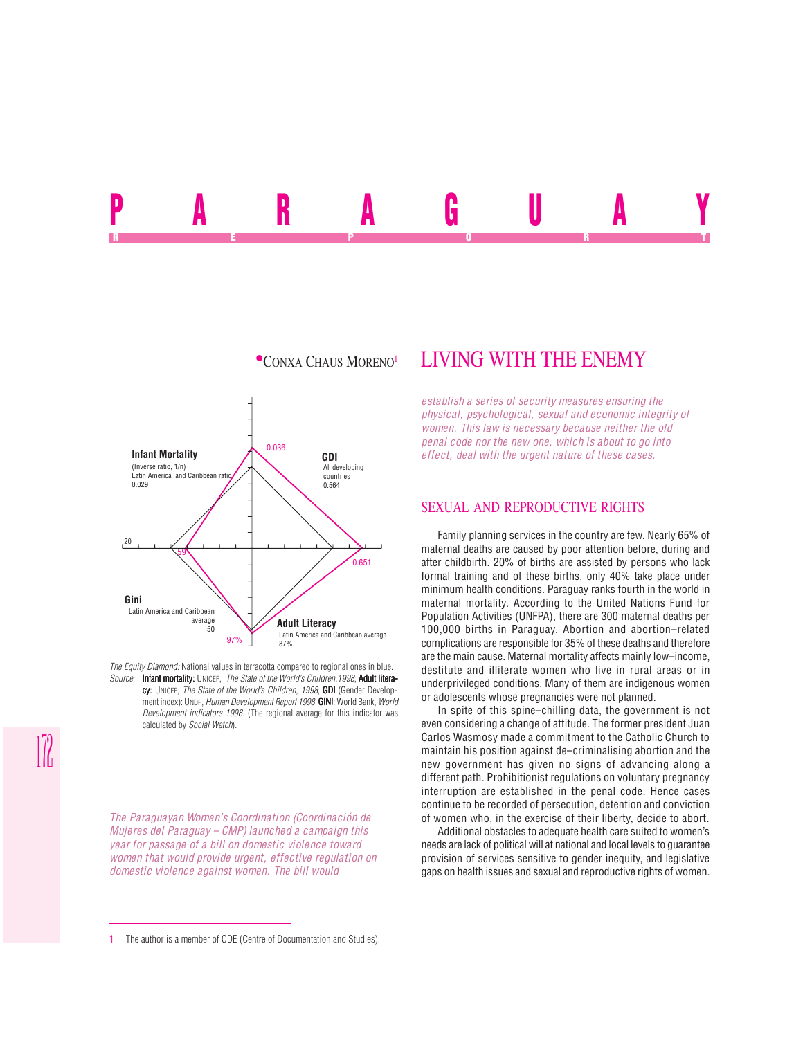# PARAGUAY

REPORT

•CONXA CHAUS MORENO[1]

# LIVING WITH THE ENEMY

Infant Mortality
(Inverse ratio, 1/n)
Latin America and Caribbean ratio
0.029

0.036

GDI
All developing countries
0.564

0.651

20

59

Gini
Latin America and Caribbean average
50

97%

Adult Literacy
Latin America and Caribbean average
87%

*The Equity Diamond:* National values in terracotta compared to regional ones in blue.
*Source:* **Infant mortality:** UNICEF, *The State of the World's Children,1998*; **Adult literacy:** UNICEF, *The State of the World's Children, 1998*; **GDI** (Gender Development index): UNDP, *Human Development Report 1998*; **GINI**: World Bank, *World Development indicators 1998.* (The regional average for this indicator was calculated by *Social Watch*).

*The Paraguayan Women's Coordination (Coordinación de Mujeres del Paraguay – CMP) launched a campaign this year for passage of a bill on domestic violence toward women that would provide urgent, effective regulation on domestic violence against women. The bill would establish a series of security measures ensuring the physical, psychological, sexual and economic integrity of women. This law is necessary because neither the old penal code nor the new one, which is about to go into effect, deal with the urgent nature of these cases.*

## SEXUAL AND REPRODUCTIVE RIGHTS

Family planning services in the country are few. Nearly 65% of maternal deaths are caused by poor attention before, during and after childbirth. 20% of births are assisted by persons who lack formal training and of these births, only 40% take place under minimum health conditions. Paraguay ranks fourth in the world in maternal mortality. According to the United Nations Fund for Population Activities (UNFPA), there are 300 maternal deaths per 100,000 births in Paraguay. Abortion and abortion–related complications are responsible for 35% of these deaths and therefore are the main cause. Maternal mortality affects mainly low–income, destitute and illiterate women who live in rural areas or in underprivileged conditions. Many of them are indigenous women or adolescents whose pregnancies were not planned.

In spite of this spine–chilling data, the government is not even considering a change of attitude. The former president Juan Carlos Wasmosy made a commitment to the Catholic Church to maintain his position against de–criminalising abortion and the new government has given no signs of advancing along a different path. Prohibitionist regulations on voluntary pregnancy interruption are established in the penal code. Hence cases continue to be recorded of persecution, detention and conviction of women who, in the exercise of their liberty, decide to abort.

Additional obstacles to adequate health care suited to women's needs are lack of political will at national and local levels to guarantee provision of services sensitive to gender inequity, and legislative gaps on health issues and sexual and reproductive rights of women.

1 The author is a member of CDE (Centre of Documentation and Studies).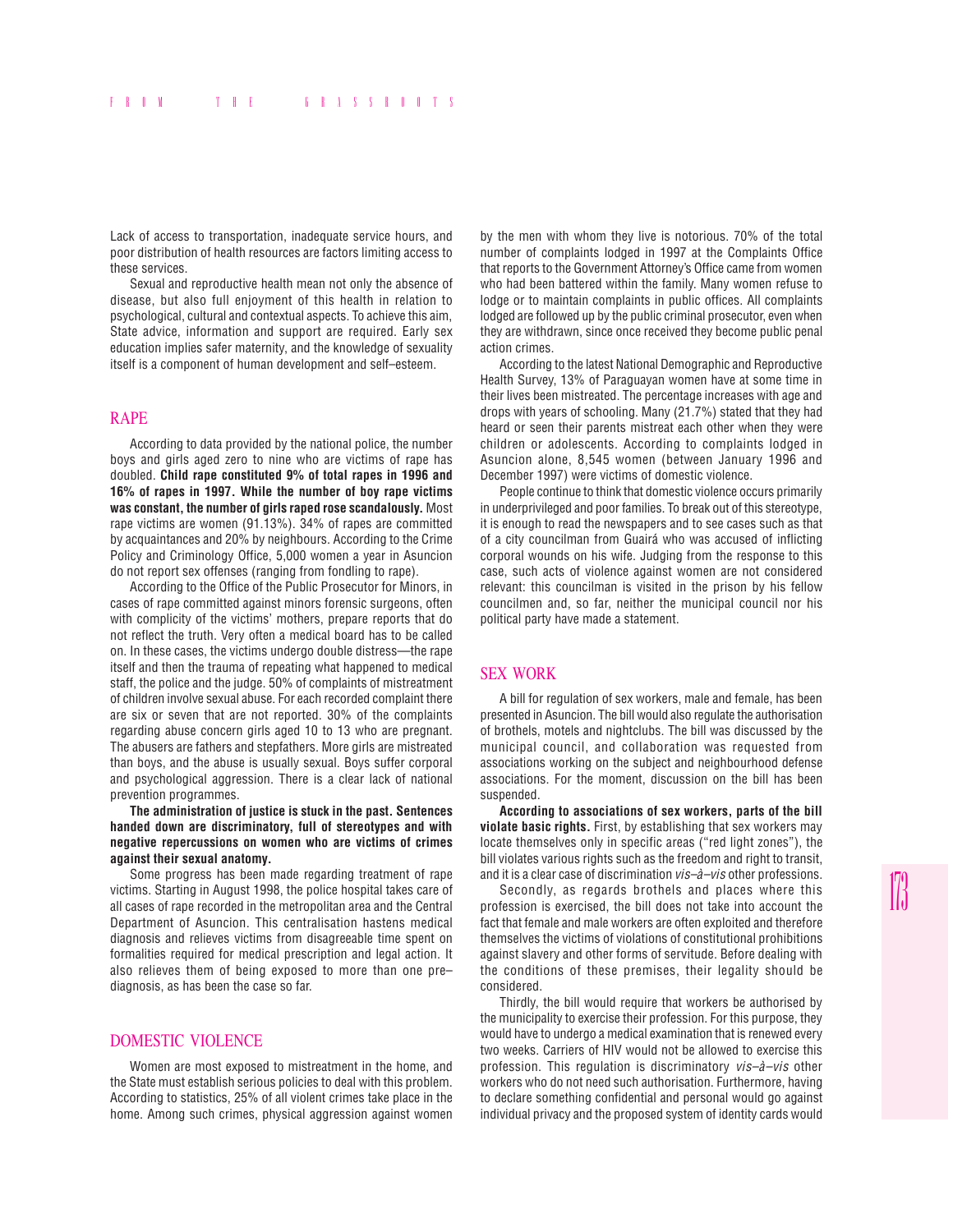Lack of access to transportation, inadequate service hours, and poor distribution of health resources are factors limiting access to these services.

Sexual and reproductive health mean not only the absence of disease, but also full enjoyment of this health in relation to psychological, cultural and contextual aspects. To achieve this aim, State advice, information and support are required. Early sex education implies safer maternity, and the knowledge of sexuality itself is a component of human development and self–esteem.

## RAPE

According to data provided by the national police, the number boys and girls aged zero to nine who are victims of rape has doubled. **Child rape constituted 9% of total rapes in 1996 and 16% of rapes in 1997. While the number of boy rape victims was constant, the number of girls raped rose scandalously.** Most rape victims are women (91.13%). 34% of rapes are committed by acquaintances and 20% by neighbours. According to the Crime Policy and Criminology Office, 5,000 women a year in Asuncion do not report sex offenses (ranging from fondling to rape).

According to the Office of the Public Prosecutor for Minors, in cases of rape committed against minors forensic surgeons, often with complicity of the victims' mothers, prepare reports that do not reflect the truth. Very often a medical board has to be called on. In these cases, the victims undergo double distress—the rape itself and then the trauma of repeating what happened to medical staff, the police and the judge. 50% of complaints of mistreatment of children involve sexual abuse. For each recorded complaint there are six or seven that are not reported. 30% of the complaints regarding abuse concern girls aged 10 to 13 who are pregnant. The abusers are fathers and stepfathers. More girls are mistreated than boys, and the abuse is usually sexual. Boys suffer corporal and psychological aggression. There is a clear lack of national prevention programmes.

**The administration of justice is stuck in the past. Sentences handed down are discriminatory, full of stereotypes and with negative repercussions on women who are victims of crimes against their sexual anatomy.**

Some progress has been made regarding treatment of rape victims. Starting in August 1998, the police hospital takes care of all cases of rape recorded in the metropolitan area and the Central Department of Asuncion. This centralisation hastens medical diagnosis and relieves victims from disagreeable time spent on formalities required for medical prescription and legal action. It also relieves them of being exposed to more than one pre–diagnosis, as has been the case so far.

## DOMESTIC VIOLENCE

Women are most exposed to mistreatment in the home, and the State must establish serious policies to deal with this problem. According to statistics, 25% of all violent crimes take place in the home. Among such crimes, physical aggression against women by the men with whom they live is notorious. 70% of the total number of complaints lodged in 1997 at the Complaints Office that reports to the Government Attorney's Office came from women who had been battered within the family. Many women refuse to lodge or to maintain complaints in public offices. All complaints lodged are followed up by the public criminal prosecutor, even when they are withdrawn, since once received they become public penal action crimes.

According to the latest National Demographic and Reproductive Health Survey, 13% of Paraguayan women have at some time in their lives been mistreated. The percentage increases with age and drops with years of schooling. Many (21.7%) stated that they had heard or seen their parents mistreat each other when they were children or adolescents. According to complaints lodged in Asuncion alone, 8,545 women (between January 1996 and December 1997) were victims of domestic violence.

People continue to think that domestic violence occurs primarily in underprivileged and poor families. To break out of this stereotype, it is enough to read the newspapers and to see cases such as that of a city councilman from Guairá who was accused of inflicting corporal wounds on his wife. Judging from the response to this case, such acts of violence against women are not considered relevant: this councilman is visited in the prison by his fellow councilmen and, so far, neither the municipal council nor his political party have made a statement.

## SEX WORK

A bill for regulation of sex workers, male and female, has been presented in Asuncion. The bill would also regulate the authorisation of brothels, motels and nightclubs. The bill was discussed by the municipal council, and collaboration was requested from associations working on the subject and neighbourhood defense associations. For the moment, discussion on the bill has been suspended.

**According to associations of sex workers, parts of the bill violate basic rights.** First, by establishing that sex workers may locate themselves only in specific areas ("red light zones"), the bill violates various rights such as the freedom and right to transit, and it is a clear case of discrimination *vis–à–vis* other professions.

Secondly, as regards brothels and places where this profession is exercised, the bill does not take into account the fact that female and male workers are often exploited and therefore themselves the victims of violations of constitutional prohibitions against slavery and other forms of servitude. Before dealing with the conditions of these premises, their legality should be considered.

Thirdly, the bill would require that workers be authorised by the municipality to exercise their profession. For this purpose, they would have to undergo a medical examination that is renewed every two weeks. Carriers of HIV would not be allowed to exercise this profession. This regulation is discriminatory *vis–à–vis* other workers who do not need such authorisation. Furthermore, having to declare something confidential and personal would go against individual privacy and the proposed system of identity cards would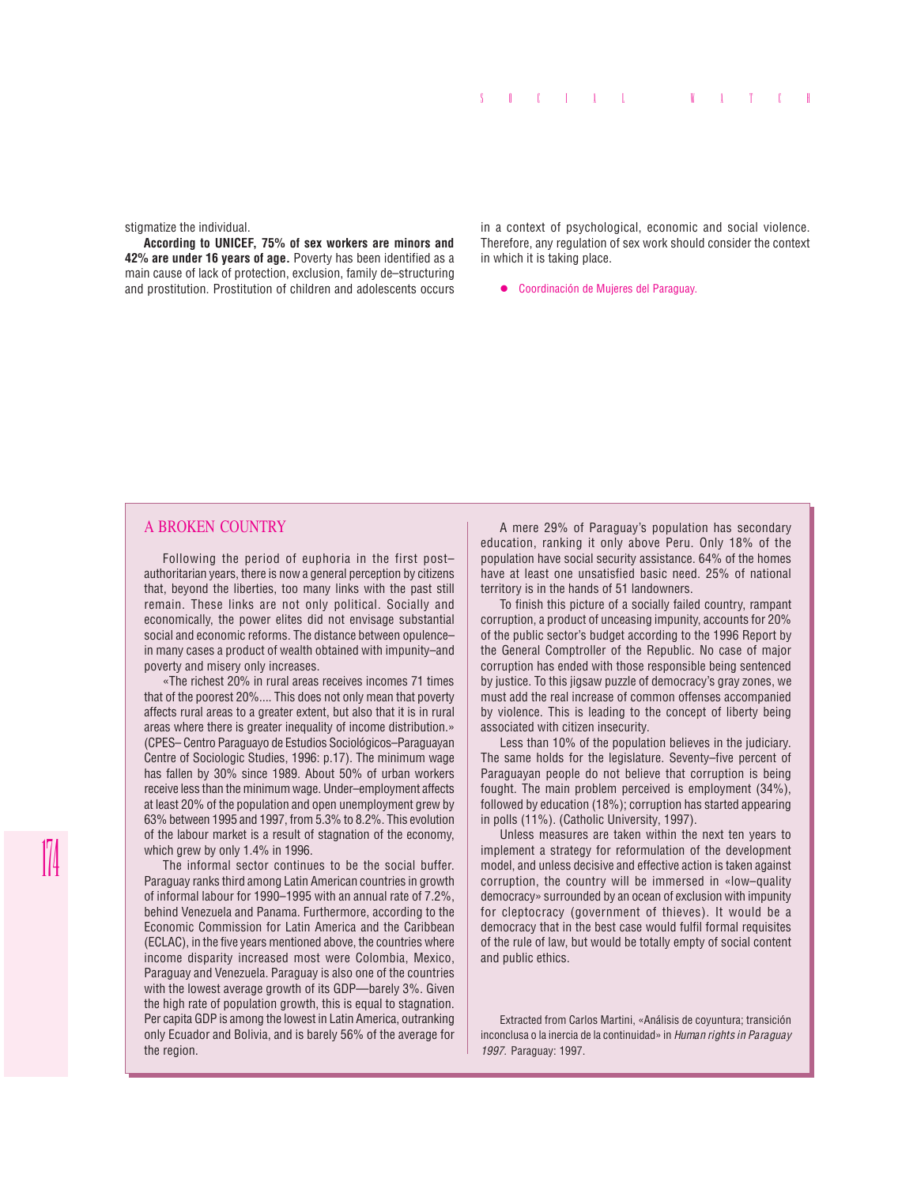stigmatize the individual.

**According to UNICEF, 75% of sex workers are minors and 42% are under 16 years of age.** Poverty has been identified as a main cause of lack of protection, exclusion, family de–structuring and prostitution. Prostitution of children and adolescents occurs in a context of psychological, economic and social violence. Therefore, any regulation of sex work should consider the context in which it is taking place.

- Coordinación de Mujeres del Paraguay.

## A BROKEN COUNTRY

Following the period of euphoria in the first post–authoritarian years, there is now a general perception by citizens that, beyond the liberties, too many links with the past still remain. These links are not only political. Socially and economically, the power elites did not envisage substantial social and economic reforms. The distance between opulence–in many cases a product of wealth obtained with impunity–and poverty and misery only increases.

«The richest 20% in rural areas receives incomes 71 times that of the poorest 20%.... This does not only mean that poverty affects rural areas to a greater extent, but also that it is in rural areas where there is greater inequality of income distribution.» (CPES– Centro Paraguayo de Estudios Sociológicos–Paraguayan Centre of Sociologic Studies, 1996: p.17). The minimum wage has fallen by 30% since 1989. About 50% of urban workers receive less than the minimum wage. Under–employment affects at least 20% of the population and open unemployment grew by 63% between 1995 and 1997, from 5.3% to 8.2%. This evolution of the labour market is a result of stagnation of the economy, which grew by only 1.4% in 1996.

The informal sector continues to be the social buffer. Paraguay ranks third among Latin American countries in growth of informal labour for 1990–1995 with an annual rate of 7.2%, behind Venezuela and Panama. Furthermore, according to the Economic Commission for Latin America and the Caribbean (ECLAC), in the five years mentioned above, the countries where income disparity increased most were Colombia, Mexico, Paraguay and Venezuela. Paraguay is also one of the countries with the lowest average growth of its GDP—barely 3%. Given the high rate of population growth, this is equal to stagnation. Per capita GDP is among the lowest in Latin America, outranking only Ecuador and Bolivia, and is barely 56% of the average for the region.

A mere 29% of Paraguay's population has secondary education, ranking it only above Peru. Only 18% of the population have social security assistance. 64% of the homes have at least one unsatisfied basic need. 25% of national territory is in the hands of 51 landowners.

To finish this picture of a socially failed country, rampant corruption, a product of unceasing impunity, accounts for 20% of the public sector's budget according to the 1996 Report by the General Comptroller of the Republic. No case of major corruption has ended with those responsible being sentenced by justice. To this jigsaw puzzle of democracy's gray zones, we must add the real increase of common offenses accompanied by violence. This is leading to the concept of liberty being associated with citizen insecurity.

Less than 10% of the population believes in the judiciary. The same holds for the legislature. Seventy–five percent of Paraguayan people do not believe that corruption is being fought. The main problem perceived is employment (34%), followed by education (18%); corruption has started appearing in polls (11%). (Catholic University, 1997).

Unless measures are taken within the next ten years to implement a strategy for reformulation of the development model, and unless decisive and effective action is taken against corruption, the country will be immersed in «low–quality democracy» surrounded by an ocean of exclusion with impunity for cleptocracy (government of thieves). It would be a democracy that in the best case would fulfil formal requisites of the rule of law, but would be totally empty of social content and public ethics.

Extracted from Carlos Martini, «Análisis de coyuntura; transición inconclusa o la inercia de la continuidad» in *Human rights in Paraguay 1997.* Paraguay: 1997.